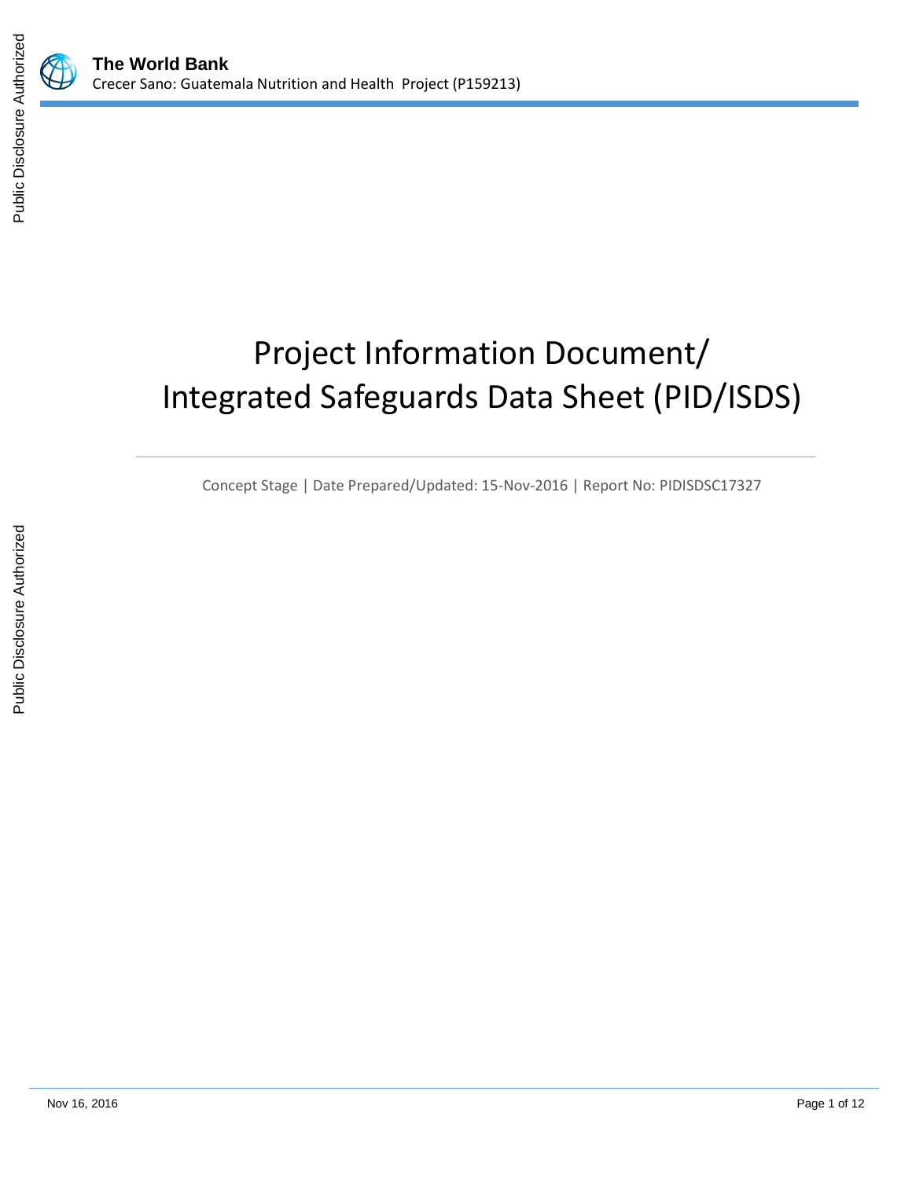**The World Bank**
Crecer Sano: Guatemala Nutrition and Health Project (P159213)

# Project Information Document/ Integrated Safeguards Data Sheet (PID/ISDS)

Concept Stage | Date Prepared/Updated: 15-Nov-2016 | Report No: PIDISDSC17327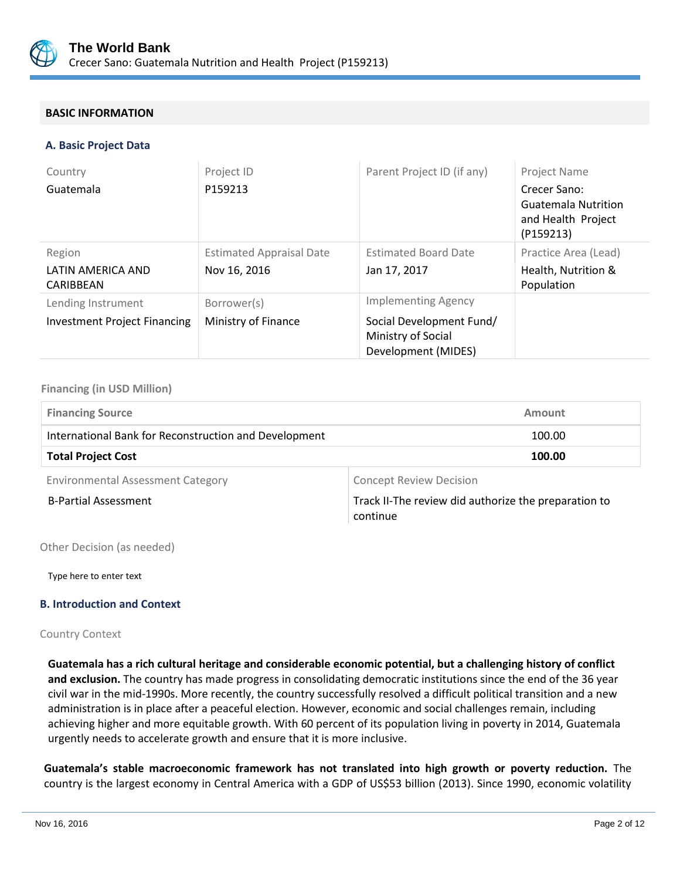## BASIC INFORMATION

### A. Basic Project Data

| Country | Project ID | Parent Project ID (if any) | Project Name |
|---|---|---|---|
| Guatemala | P159213 | | Crecer Sano: Guatemala Nutrition and Health Project (P159213) |
| **Region** | **Estimated Appraisal Date** | **Estimated Board Date** | **Practice Area (Lead)** |
| LATIN AMERICA AND CARIBBEAN | Nov 16, 2016 | Jan 17, 2017 | Health, Nutrition & Population |
| **Lending Instrument** | **Borrower(s)** | **Implementing Agency** | |
| Investment Project Financing | Ministry of Finance | Social Development Fund/ Ministry of Social Development (MIDES) | |

Financing (in USD Million)

| Financing Source | Amount |
|---|---|
| International Bank for Reconstruction and Development | 100.00 |
| **Total Project Cost** | **100.00** |

| Environmental Assessment Category | Concept Review Decision |
|---|---|
| B-Partial Assessment | Track II-The review did authorize the preparation to continue |

Other Decision (as needed)

Type here to enter text

### B. Introduction and Context

Country Context

**Guatemala has a rich cultural heritage and considerable economic potential, but a challenging history of conflict and exclusion.** The country has made progress in consolidating democratic institutions since the end of the 36 year civil war in the mid-1990s. More recently, the country successfully resolved a difficult political transition and a new administration is in place after a peaceful election. However, economic and social challenges remain, including achieving higher and more equitable growth. With 60 percent of its population living in poverty in 2014, Guatemala urgently needs to accelerate growth and ensure that it is more inclusive.

**Guatemala's stable macroeconomic framework has not translated into high growth or poverty reduction.** The country is the largest economy in Central America with a GDP of US$53 billion (2013). Since 1990, economic volatility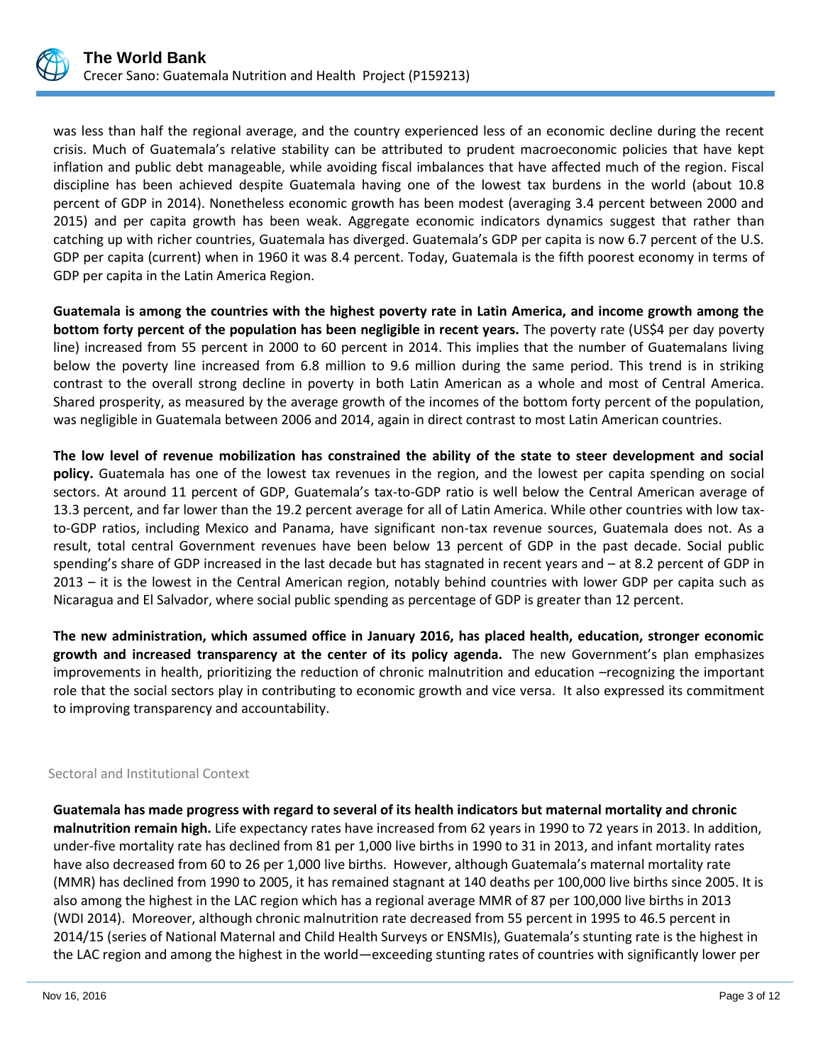was less than half the regional average, and the country experienced less of an economic decline during the recent crisis. Much of Guatemala's relative stability can be attributed to prudent macroeconomic policies that have kept inflation and public debt manageable, while avoiding fiscal imbalances that have affected much of the region. Fiscal discipline has been achieved despite Guatemala having one of the lowest tax burdens in the world (about 10.8 percent of GDP in 2014). Nonetheless economic growth has been modest (averaging 3.4 percent between 2000 and 2015) and per capita growth has been weak. Aggregate economic indicators dynamics suggest that rather than catching up with richer countries, Guatemala has diverged. Guatemala's GDP per capita is now 6.7 percent of the U.S. GDP per capita (current) when in 1960 it was 8.4 percent. Today, Guatemala is the fifth poorest economy in terms of GDP per capita in the Latin America Region.

**Guatemala is among the countries with the highest poverty rate in Latin America, and income growth among the bottom forty percent of the population has been negligible in recent years.** The poverty rate (US$4 per day poverty line) increased from 55 percent in 2000 to 60 percent in 2014. This implies that the number of Guatemalans living below the poverty line increased from 6.8 million to 9.6 million during the same period. This trend is in striking contrast to the overall strong decline in poverty in both Latin American as a whole and most of Central America. Shared prosperity, as measured by the average growth of the incomes of the bottom forty percent of the population, was negligible in Guatemala between 2006 and 2014, again in direct contrast to most Latin American countries.

**The low level of revenue mobilization has constrained the ability of the state to steer development and social policy.** Guatemala has one of the lowest tax revenues in the region, and the lowest per capita spending on social sectors. At around 11 percent of GDP, Guatemala's tax-to-GDP ratio is well below the Central American average of 13.3 percent, and far lower than the 19.2 percent average for all of Latin America. While other countries with low tax-to-GDP ratios, including Mexico and Panama, have significant non-tax revenue sources, Guatemala does not. As a result, total central Government revenues have been below 13 percent of GDP in the past decade. Social public spending's share of GDP increased in the last decade but has stagnated in recent years and – at 8.2 percent of GDP in 2013 – it is the lowest in the Central American region, notably behind countries with lower GDP per capita such as Nicaragua and El Salvador, where social public spending as percentage of GDP is greater than 12 percent.

**The new administration, which assumed office in January 2016, has placed health, education, stronger economic growth and increased transparency at the center of its policy agenda.** The new Government's plan emphasizes improvements in health, prioritizing the reduction of chronic malnutrition and education –recognizing the important role that the social sectors play in contributing to economic growth and vice versa. It also expressed its commitment to improving transparency and accountability.

## Sectoral and Institutional Context

**Guatemala has made progress with regard to several of its health indicators but maternal mortality and chronic malnutrition remain high.** Life expectancy rates have increased from 62 years in 1990 to 72 years in 2013. In addition, under-five mortality rate has declined from 81 per 1,000 live births in 1990 to 31 in 2013, and infant mortality rates have also decreased from 60 to 26 per 1,000 live births. However, although Guatemala's maternal mortality rate (MMR) has declined from 1990 to 2005, it has remained stagnant at 140 deaths per 100,000 live births since 2005. It is also among the highest in the LAC region which has a regional average MMR of 87 per 100,000 live births in 2013 (WDI 2014). Moreover, although chronic malnutrition rate decreased from 55 percent in 1995 to 46.5 percent in 2014/15 (series of National Maternal and Child Health Surveys or ENSMIs), Guatemala's stunting rate is the highest in the LAC region and among the highest in the world—exceeding stunting rates of countries with significantly lower per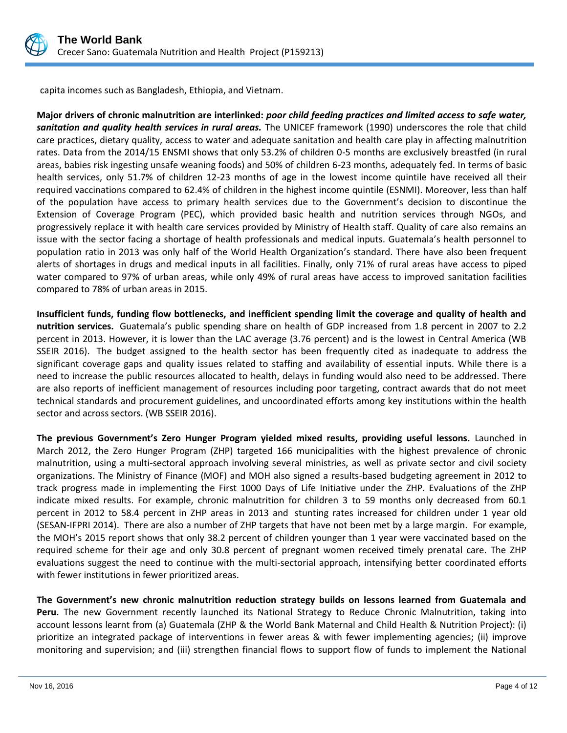capita incomes such as Bangladesh, Ethiopia, and Vietnam.

**Major drivers of chronic malnutrition are interlinked:** ***poor child feeding practices and limited access to safe water, sanitation and quality health services in rural areas.*** The UNICEF framework (1990) underscores the role that child care practices, dietary quality, access to water and adequate sanitation and health care play in affecting malnutrition rates. Data from the 2014/15 ENSMI shows that only 53.2% of children 0-5 months are exclusively breastfed (in rural areas, babies risk ingesting unsafe weaning foods) and 50% of children 6-23 months, adequately fed. In terms of basic health services, only 51.7% of children 12-23 months of age in the lowest income quintile have received all their required vaccinations compared to 62.4% of children in the highest income quintile (ESNMI). Moreover, less than half of the population have access to primary health services due to the Government's decision to discontinue the Extension of Coverage Program (PEC), which provided basic health and nutrition services through NGOs, and progressively replace it with health care services provided by Ministry of Health staff. Quality of care also remains an issue with the sector facing a shortage of health professionals and medical inputs. Guatemala's health personnel to population ratio in 2013 was only half of the World Health Organization's standard. There have also been frequent alerts of shortages in drugs and medical inputs in all facilities. Finally, only 71% of rural areas have access to piped water compared to 97% of urban areas, while only 49% of rural areas have access to improved sanitation facilities compared to 78% of urban areas in 2015.

**Insufficient funds, funding flow bottlenecks, and inefficient spending limit the coverage and quality of health and nutrition services.** Guatemala's public spending share on health of GDP increased from 1.8 percent in 2007 to 2.2 percent in 2013. However, it is lower than the LAC average (3.76 percent) and is the lowest in Central America (WB SSEIR 2016). The budget assigned to the health sector has been frequently cited as inadequate to address the significant coverage gaps and quality issues related to staffing and availability of essential inputs. While there is a need to increase the public resources allocated to health, delays in funding would also need to be addressed. There are also reports of inefficient management of resources including poor targeting, contract awards that do not meet technical standards and procurement guidelines, and uncoordinated efforts among key institutions within the health sector and across sectors. (WB SSEIR 2016).

**The previous Government's Zero Hunger Program yielded mixed results, providing useful lessons.** Launched in March 2012, the Zero Hunger Program (ZHP) targeted 166 municipalities with the highest prevalence of chronic malnutrition, using a multi-sectoral approach involving several ministries, as well as private sector and civil society organizations. The Ministry of Finance (MOF) and MOH also signed a results-based budgeting agreement in 2012 to track progress made in implementing the First 1000 Days of Life Initiative under the ZHP. Evaluations of the ZHP indicate mixed results. For example, chronic malnutrition for children 3 to 59 months only decreased from 60.1 percent in 2012 to 58.4 percent in ZHP areas in 2013 and stunting rates increased for children under 1 year old (SESAN-IFPRI 2014). There are also a number of ZHP targets that have not been met by a large margin. For example, the MOH's 2015 report shows that only 38.2 percent of children younger than 1 year were vaccinated based on the required scheme for their age and only 30.8 percent of pregnant women received timely prenatal care. The ZHP evaluations suggest the need to continue with the multi-sectorial approach, intensifying better coordinated efforts with fewer institutions in fewer prioritized areas.

**The Government's new chronic malnutrition reduction strategy builds on lessons learned from Guatemala and Peru.** The new Government recently launched its National Strategy to Reduce Chronic Malnutrition, taking into account lessons learnt from (a) Guatemala (ZHP & the World Bank Maternal and Child Health & Nutrition Project): (i) prioritize an integrated package of interventions in fewer areas & with fewer implementing agencies; (ii) improve monitoring and supervision; and (iii) strengthen financial flows to support flow of funds to implement the National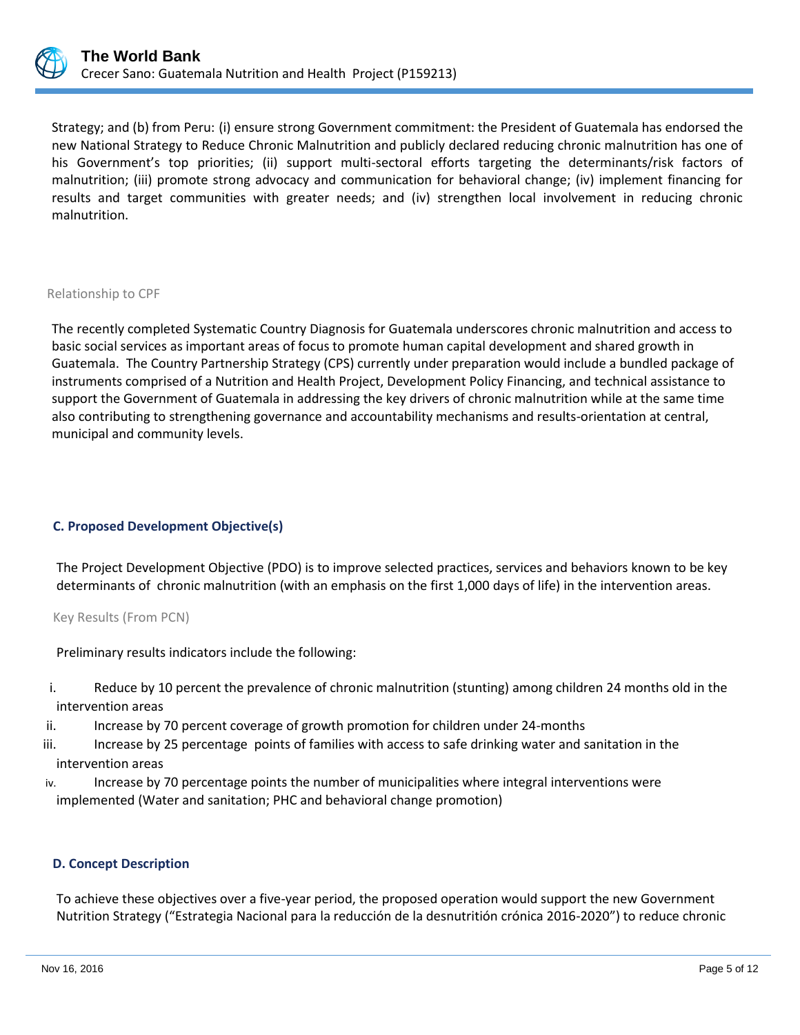Strategy; and (b) from Peru: (i) ensure strong Government commitment: the President of Guatemala has endorsed the new National Strategy to Reduce Chronic Malnutrition and publicly declared reducing chronic malnutrition has one of his Government's top priorities; (ii) support multi-sectoral efforts targeting the determinants/risk factors of malnutrition; (iii) promote strong advocacy and communication for behavioral change; (iv) implement financing for results and target communities with greater needs; and (iv) strengthen local involvement in reducing chronic malnutrition.

#### Relationship to CPF

The recently completed Systematic Country Diagnosis for Guatemala underscores chronic malnutrition and access to basic social services as important areas of focus to promote human capital development and shared growth in Guatemala. The Country Partnership Strategy (CPS) currently under preparation would include a bundled package of instruments comprised of a Nutrition and Health Project, Development Policy Financing, and technical assistance to support the Government of Guatemala in addressing the key drivers of chronic malnutrition while at the same time also contributing to strengthening governance and accountability mechanisms and results-orientation at central, municipal and community levels.

### C. Proposed Development Objective(s)

The Project Development Objective (PDO) is to improve selected practices, services and behaviors known to be key determinants of chronic malnutrition (with an emphasis on the first 1,000 days of life) in the intervention areas.

#### Key Results (From PCN)

Preliminary results indicators include the following:

i. Reduce by 10 percent the prevalence of chronic malnutrition (stunting) among children 24 months old in the intervention areas
ii. Increase by 70 percent coverage of growth promotion for children under 24-months
iii. Increase by 25 percentage points of families with access to safe drinking water and sanitation in the intervention areas
iv. Increase by 70 percentage points the number of municipalities where integral interventions were implemented (Water and sanitation; PHC and behavioral change promotion)

### D. Concept Description

To achieve these objectives over a five-year period, the proposed operation would support the new Government Nutrition Strategy ("Estrategia Nacional para la reducción de la desnutrición crónica 2016-2020") to reduce chronic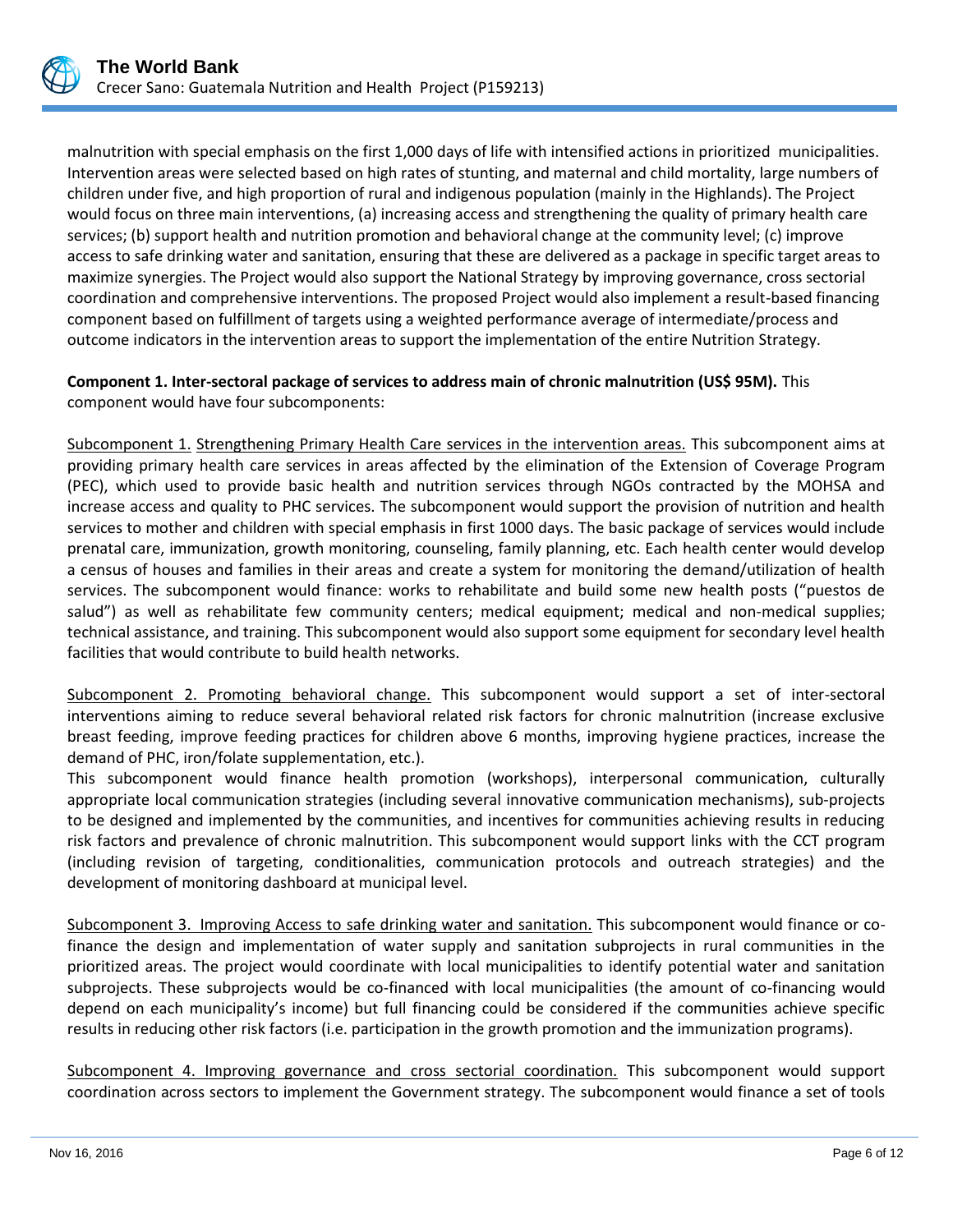malnutrition with special emphasis on the first 1,000 days of life with intensified actions in prioritized municipalities. Intervention areas were selected based on high rates of stunting, and maternal and child mortality, large numbers of children under five, and high proportion of rural and indigenous population (mainly in the Highlands). The Project would focus on three main interventions, (a) increasing access and strengthening the quality of primary health care services; (b) support health and nutrition promotion and behavioral change at the community level; (c) improve access to safe drinking water and sanitation, ensuring that these are delivered as a package in specific target areas to maximize synergies. The Project would also support the National Strategy by improving governance, cross sectorial coordination and comprehensive interventions. The proposed Project would also implement a result-based financing component based on fulfillment of targets using a weighted performance average of intermediate/process and outcome indicators in the intervention areas to support the implementation of the entire Nutrition Strategy.

**Component 1. Inter-sectoral package of services to address main of chronic malnutrition (US$ 95M).** This component would have four subcomponents:

Subcomponent 1. Strengthening Primary Health Care services in the intervention areas. This subcomponent aims at providing primary health care services in areas affected by the elimination of the Extension of Coverage Program (PEC), which used to provide basic health and nutrition services through NGOs contracted by the MOHSA and increase access and quality to PHC services. The subcomponent would support the provision of nutrition and health services to mother and children with special emphasis in first 1000 days. The basic package of services would include prenatal care, immunization, growth monitoring, counseling, family planning, etc. Each health center would develop a census of houses and families in their areas and create a system for monitoring the demand/utilization of health services. The subcomponent would finance: works to rehabilitate and build some new health posts ("puestos de salud") as well as rehabilitate few community centers; medical equipment; medical and non-medical supplies; technical assistance, and training. This subcomponent would also support some equipment for secondary level health facilities that would contribute to build health networks.

Subcomponent 2. Promoting behavioral change. This subcomponent would support a set of inter-sectoral interventions aiming to reduce several behavioral related risk factors for chronic malnutrition (increase exclusive breast feeding, improve feeding practices for children above 6 months, improving hygiene practices, increase the demand of PHC, iron/folate supplementation, etc.).

This subcomponent would finance health promotion (workshops), interpersonal communication, culturally appropriate local communication strategies (including several innovative communication mechanisms), sub-projects to be designed and implemented by the communities, and incentives for communities achieving results in reducing risk factors and prevalence of chronic malnutrition. This subcomponent would support links with the CCT program (including revision of targeting, conditionalities, communication protocols and outreach strategies) and the development of monitoring dashboard at municipal level.

Subcomponent 3. Improving Access to safe drinking water and sanitation. This subcomponent would finance or co-finance the design and implementation of water supply and sanitation subprojects in rural communities in the prioritized areas. The project would coordinate with local municipalities to identify potential water and sanitation subprojects. These subprojects would be co-financed with local municipalities (the amount of co-financing would depend on each municipality's income) but full financing could be considered if the communities achieve specific results in reducing other risk factors (i.e. participation in the growth promotion and the immunization programs).

Subcomponent 4. Improving governance and cross sectorial coordination. This subcomponent would support coordination across sectors to implement the Government strategy. The subcomponent would finance a set of tools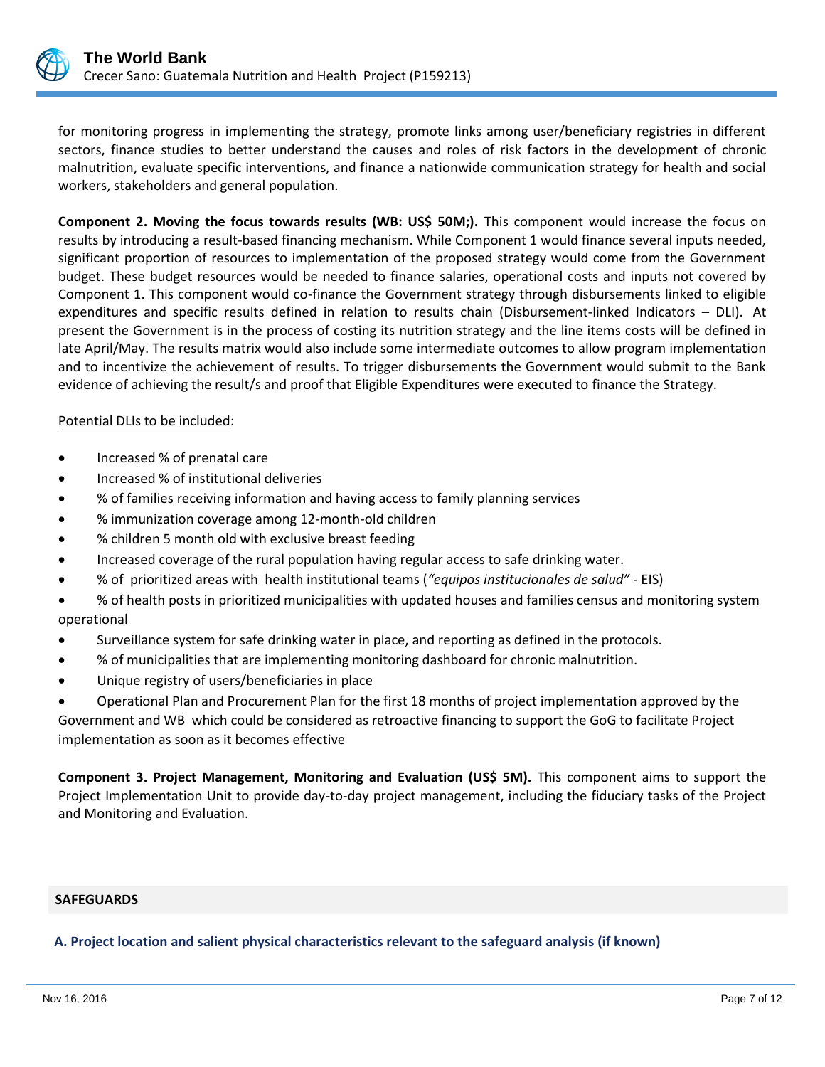for monitoring progress in implementing the strategy, promote links among user/beneficiary registries in different sectors, finance studies to better understand the causes and roles of risk factors in the development of chronic malnutrition, evaluate specific interventions, and finance a nationwide communication strategy for health and social workers, stakeholders and general population.

**Component 2. Moving the focus towards results (WB: US$ 50M;).** This component would increase the focus on results by introducing a result-based financing mechanism. While Component 1 would finance several inputs needed, significant proportion of resources to implementation of the proposed strategy would come from the Government budget. These budget resources would be needed to finance salaries, operational costs and inputs not covered by Component 1. This component would co-finance the Government strategy through disbursements linked to eligible expenditures and specific results defined in relation to results chain (Disbursement-linked Indicators – DLI). At present the Government is in the process of costing its nutrition strategy and the line items costs will be defined in late April/May. The results matrix would also include some intermediate outcomes to allow program implementation and to incentivize the achievement of results. To trigger disbursements the Government would submit to the Bank evidence of achieving the result/s and proof that Eligible Expenditures were executed to finance the Strategy.

<u>Potential DLIs to be included</u>:

- Increased % of prenatal care
- Increased % of institutional deliveries
- % of families receiving information and having access to family planning services
- % immunization coverage among 12-month-old children
- % children 5 month old with exclusive breast feeding
- Increased coverage of the rural population having regular access to safe drinking water.
- % of prioritized areas with health institutional teams (*"equipos institucionales de salud"* - EIS)
- % of health posts in prioritized municipalities with updated houses and families census and monitoring system operational
- Surveillance system for safe drinking water in place, and reporting as defined in the protocols.
- % of municipalities that are implementing monitoring dashboard for chronic malnutrition.
- Unique registry of users/beneficiaries in place
- Operational Plan and Procurement Plan for the first 18 months of project implementation approved by the Government and WB which could be considered as retroactive financing to support the GoG to facilitate Project implementation as soon as it becomes effective

**Component 3. Project Management, Monitoring and Evaluation (US$ 5M).** This component aims to support the Project Implementation Unit to provide day-to-day project management, including the fiduciary tasks of the Project and Monitoring and Evaluation.

## SAFEGUARDS

### A. Project location and salient physical characteristics relevant to the safeguard analysis (if known)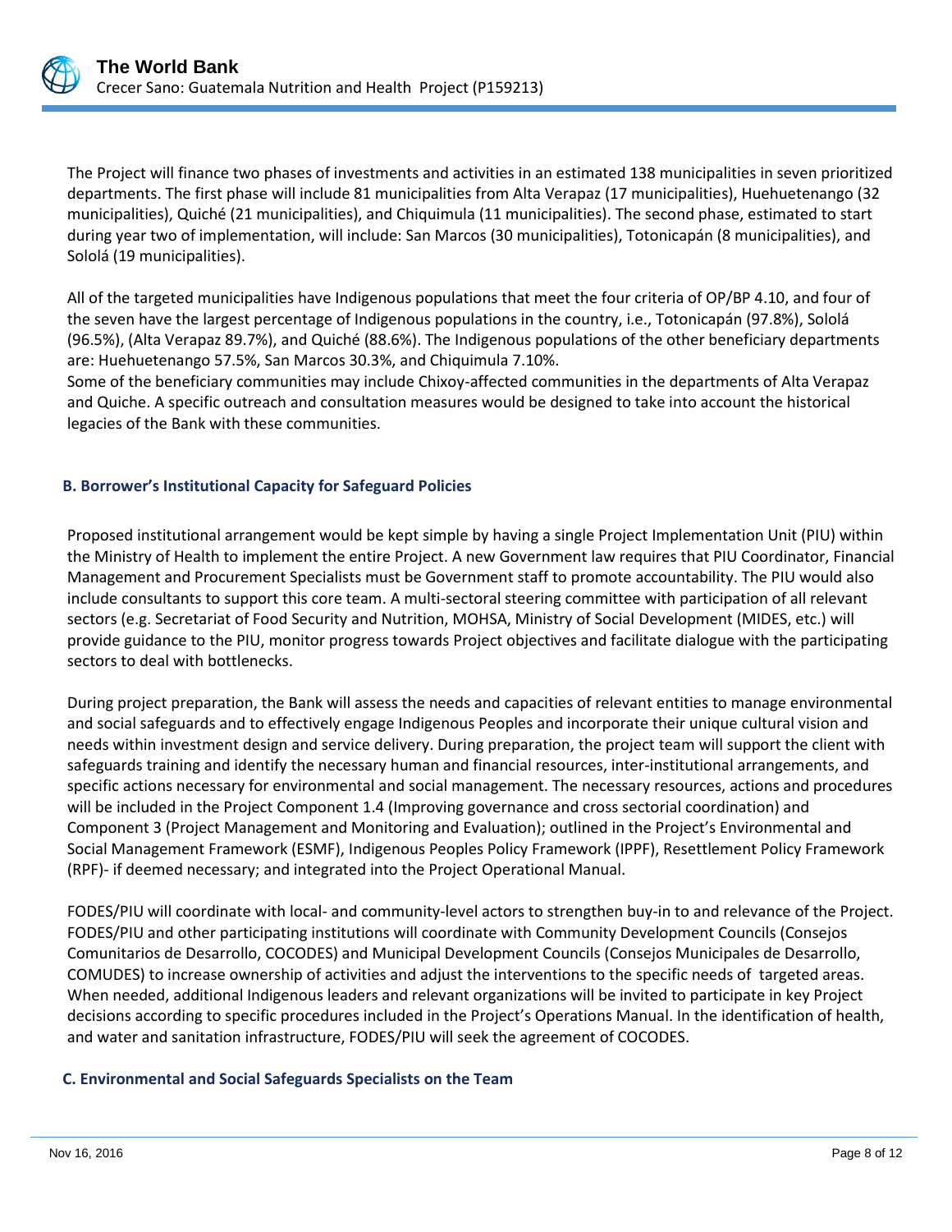The Project will finance two phases of investments and activities in an estimated 138 municipalities in seven prioritized departments. The first phase will include 81 municipalities from Alta Verapaz (17 municipalities), Huehuetenango (32 municipalities), Quiché (21 municipalities), and Chiquimula (11 municipalities). The second phase, estimated to start during year two of implementation, will include: San Marcos (30 municipalities), Totonicapán (8 municipalities), and Sololá (19 municipalities).

All of the targeted municipalities have Indigenous populations that meet the four criteria of OP/BP 4.10, and four of the seven have the largest percentage of Indigenous populations in the country, i.e., Totonicapán (97.8%), Sololá (96.5%), (Alta Verapaz 89.7%), and Quiché (88.6%). The Indigenous populations of the other beneficiary departments are: Huehuetenango 57.5%, San Marcos 30.3%, and Chiquimula 7.10%.

Some of the beneficiary communities may include Chixoy-affected communities in the departments of Alta Verapaz and Quiche. A specific outreach and consultation measures would be designed to take into account the historical legacies of the Bank with these communities.

### B. Borrower's Institutional Capacity for Safeguard Policies

Proposed institutional arrangement would be kept simple by having a single Project Implementation Unit (PIU) within the Ministry of Health to implement the entire Project. A new Government law requires that PIU Coordinator, Financial Management and Procurement Specialists must be Government staff to promote accountability. The PIU would also include consultants to support this core team. A multi-sectoral steering committee with participation of all relevant sectors (e.g. Secretariat of Food Security and Nutrition, MOHSA, Ministry of Social Development (MIDES, etc.) will provide guidance to the PIU, monitor progress towards Project objectives and facilitate dialogue with the participating sectors to deal with bottlenecks.

During project preparation, the Bank will assess the needs and capacities of relevant entities to manage environmental and social safeguards and to effectively engage Indigenous Peoples and incorporate their unique cultural vision and needs within investment design and service delivery. During preparation, the project team will support the client with safeguards training and identify the necessary human and financial resources, inter-institutional arrangements, and specific actions necessary for environmental and social management. The necessary resources, actions and procedures will be included in the Project Component 1.4 (Improving governance and cross sectorial coordination) and Component 3 (Project Management and Monitoring and Evaluation); outlined in the Project's Environmental and Social Management Framework (ESMF), Indigenous Peoples Policy Framework (IPPF), Resettlement Policy Framework (RPF)- if deemed necessary; and integrated into the Project Operational Manual.

FODES/PIU will coordinate with local- and community-level actors to strengthen buy-in to and relevance of the Project. FODES/PIU and other participating institutions will coordinate with Community Development Councils (Consejos Comunitarios de Desarrollo, COCODES) and Municipal Development Councils (Consejos Municipales de Desarrollo, COMUDES) to increase ownership of activities and adjust the interventions to the specific needs of targeted areas. When needed, additional Indigenous leaders and relevant organizations will be invited to participate in key Project decisions according to specific procedures included in the Project's Operations Manual. In the identification of health, and water and sanitation infrastructure, FODES/PIU will seek the agreement of COCODES.

### C. Environmental and Social Safeguards Specialists on the Team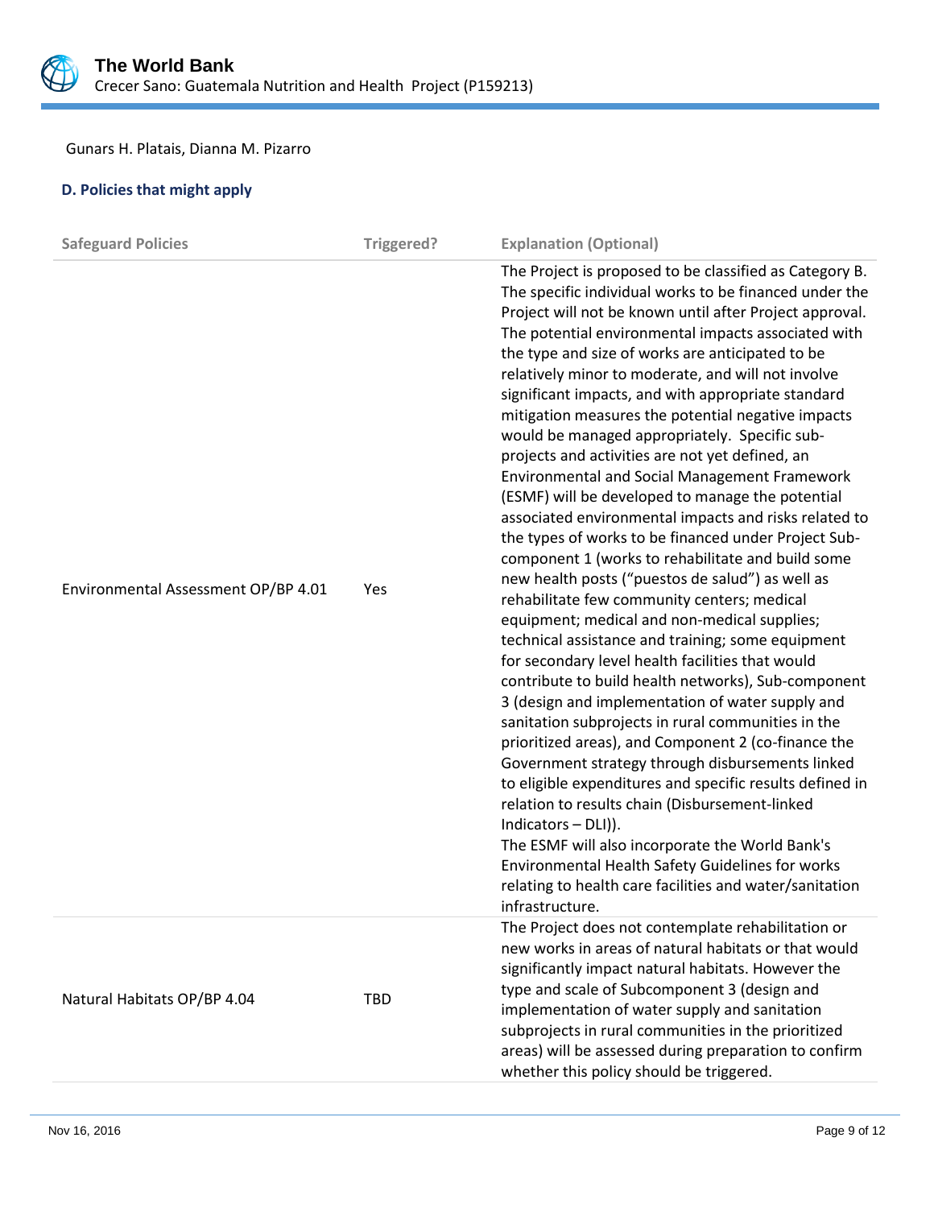Gunars H. Platais, Dianna M. Pizarro

### D. Policies that might apply

| Safeguard Policies | Triggered? | Explanation (Optional) |
| --- | --- | --- |
| Environmental Assessment OP/BP 4.01 | Yes | The Project is proposed to be classified as Category B. The specific individual works to be financed under the Project will not be known until after Project approval. The potential environmental impacts associated with the type and size of works are anticipated to be relatively minor to moderate, and will not involve significant impacts, and with appropriate standard mitigation measures the potential negative impacts would be managed appropriately. Specific sub-projects and activities are not yet defined, an Environmental and Social Management Framework (ESMF) will be developed to manage the potential associated environmental impacts and risks related to the types of works to be financed under Project Sub-component 1 (works to rehabilitate and build some new health posts ("puestos de salud") as well as rehabilitate few community centers; medical equipment; medical and non-medical supplies; technical assistance and training; some equipment for secondary level health facilities that would contribute to build health networks), Sub-component 3 (design and implementation of water supply and sanitation subprojects in rural communities in the prioritized areas), and Component 2 (co-finance the Government strategy through disbursements linked to eligible expenditures and specific results defined in relation to results chain (Disbursement-linked Indicators – DLI)).<br>The ESMF will also incorporate the World Bank's Environmental Health Safety Guidelines for works relating to health care facilities and water/sanitation infrastructure. |
| Natural Habitats OP/BP 4.04 | TBD | The Project does not contemplate rehabilitation or new works in areas of natural habitats or that would significantly impact natural habitats. However the type and scale of Subcomponent 3 (design and implementation of water supply and sanitation subprojects in rural communities in the prioritized areas) will be assessed during preparation to confirm whether this policy should be triggered. |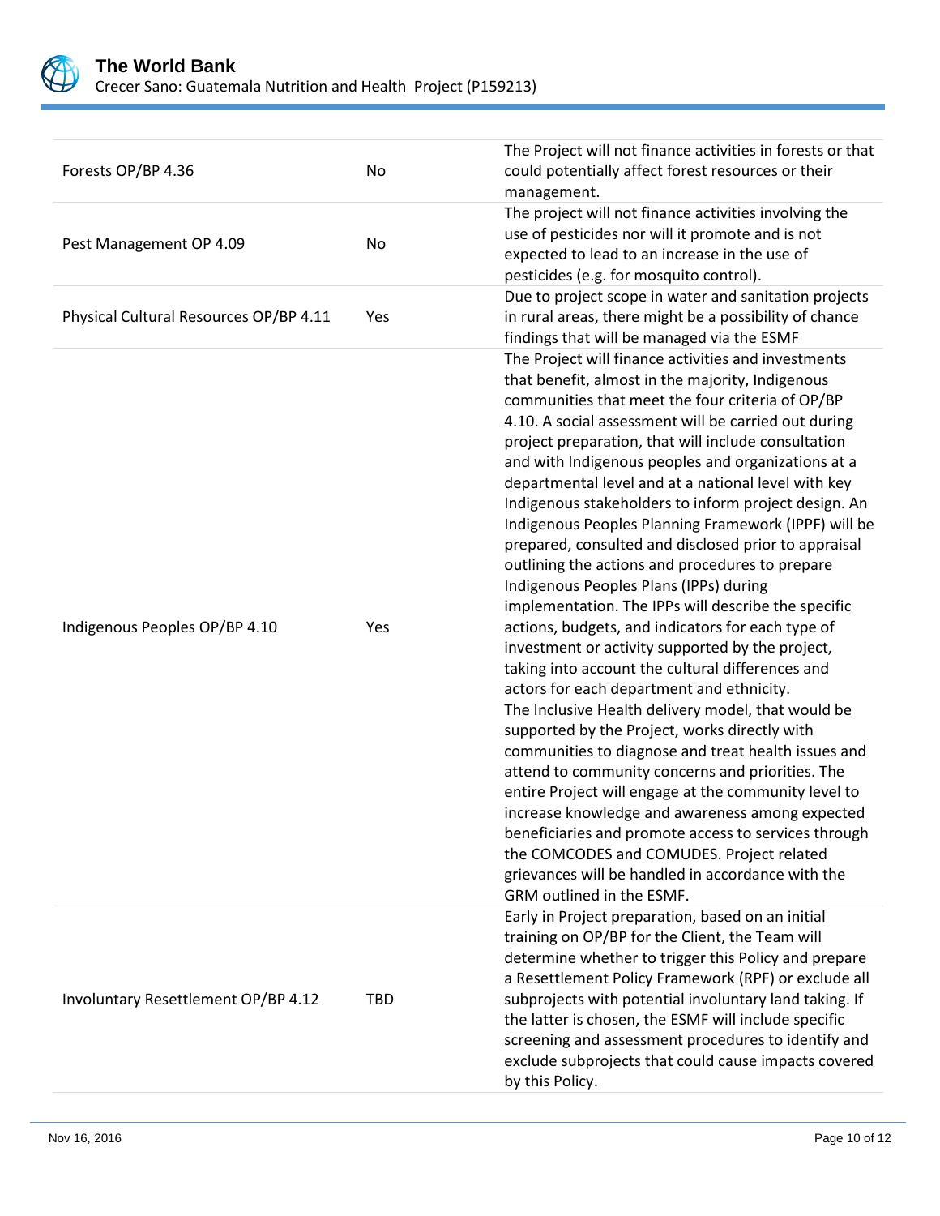| | | |
|---|---|---|
| Forests OP/BP 4.36 | No | The Project will not finance activities in forests or that could potentially affect forest resources or their management. |
| Pest Management OP 4.09 | No | The project will not finance activities involving the use of pesticides nor will it promote and is not expected to lead to an increase in the use of pesticides (e.g. for mosquito control). |
| Physical Cultural Resources OP/BP 4.11 | Yes | Due to project scope in water and sanitation projects in rural areas, there might be a possibility of chance findings that will be managed via the ESMF |
| Indigenous Peoples OP/BP 4.10 | Yes | The Project will finance activities and investments that benefit, almost in the majority, Indigenous communities that meet the four criteria of OP/BP 4.10. A social assessment will be carried out during project preparation, that will include consultation and with Indigenous peoples and organizations at a departmental level and at a national level with key Indigenous stakeholders to inform project design. An Indigenous Peoples Planning Framework (IPPF) will be prepared, consulted and disclosed prior to appraisal outlining the actions and procedures to prepare Indigenous Peoples Plans (IPPs) during implementation. The IPPs will describe the specific actions, budgets, and indicators for each type of investment or activity supported by the project, taking into account the cultural differences and actors for each department and ethnicity.<br>The Inclusive Health delivery model, that would be supported by the Project, works directly with communities to diagnose and treat health issues and attend to community concerns and priorities. The entire Project will engage at the community level to increase knowledge and awareness among expected beneficiaries and promote access to services through the COMCODES and COMUDES. Project related grievances will be handled in accordance with the GRM outlined in the ESMF. |
| Involuntary Resettlement OP/BP 4.12 | TBD | Early in Project preparation, based on an initial training on OP/BP for the Client, the Team will determine whether to trigger this Policy and prepare a Resettlement Policy Framework (RPF) or exclude all subprojects with potential involuntary land taking. If the latter is chosen, the ESMF will include specific screening and assessment procedures to identify and exclude subprojects that could cause impacts covered by this Policy. |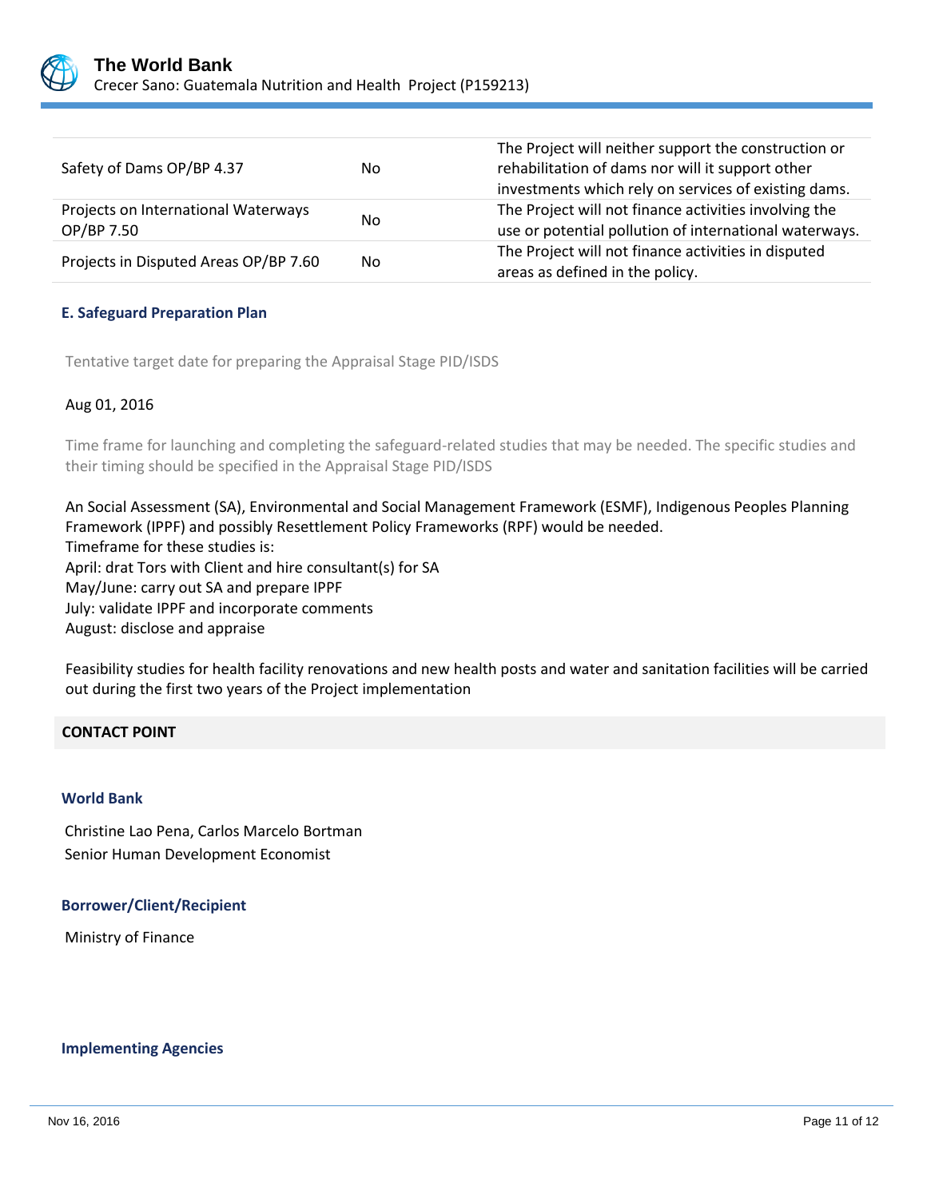| Safety of Dams OP/BP 4.37 | No | The Project will neither support the construction or rehabilitation of dams nor will it support other investments which rely on services of existing dams. |
|---|---|---|
| Projects on International Waterways OP/BP 7.50 | No | The Project will not finance activities involving the use or potential pollution of international waterways. |
| Projects in Disputed Areas OP/BP 7.60 | No | The Project will not finance activities in disputed areas as defined in the policy. |

### E. Safeguard Preparation Plan

Tentative target date for preparing the Appraisal Stage PID/ISDS

Aug 01, 2016

Time frame for launching and completing the safeguard-related studies that may be needed. The specific studies and their timing should be specified in the Appraisal Stage PID/ISDS

An Social Assessment (SA), Environmental and Social Management Framework (ESMF), Indigenous Peoples Planning Framework (IPPF) and possibly Resettlement Policy Frameworks (RPF) would be needed.
Timeframe for these studies is:
April: drat Tors with Client and hire consultant(s) for SA
May/June: carry out SA and prepare IPPF
July: validate IPPF and incorporate comments
August: disclose and appraise

Feasibility studies for health facility renovations and new health posts and water and sanitation facilities will be carried out during the first two years of the Project implementation

## CONTACT POINT

### World Bank

Christine Lao Pena, Carlos Marcelo Bortman
Senior Human Development Economist

### Borrower/Client/Recipient

Ministry of Finance

### Implementing Agencies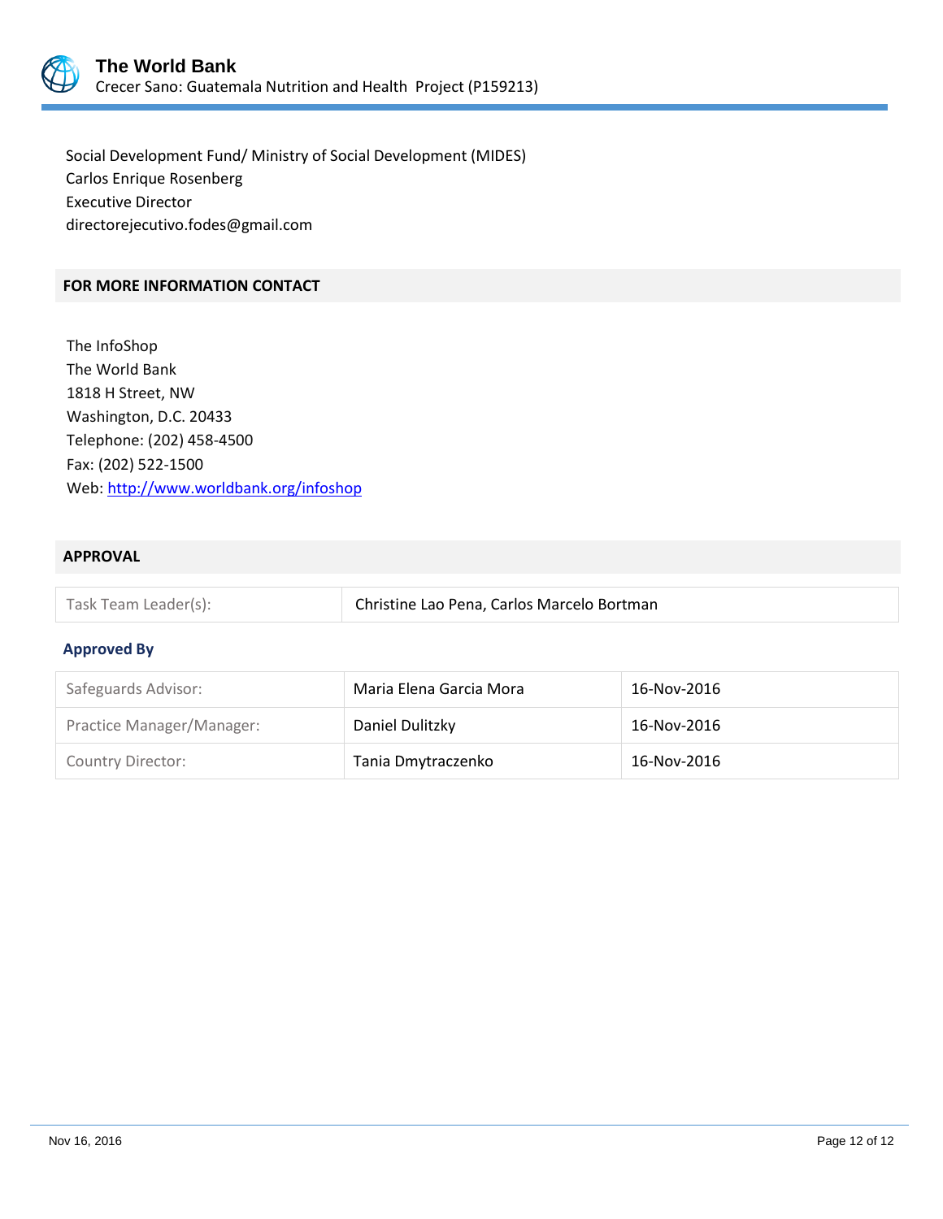Social Development Fund/ Ministry of Social Development (MIDES)
Carlos Enrique Rosenberg
Executive Director
directorejecutivo.fodes@gmail.com

## FOR MORE INFORMATION CONTACT

The InfoShop
The World Bank
1818 H Street, NW
Washington, D.C. 20433
Telephone: (202) 458-4500
Fax: (202) 522-1500
Web: http://www.worldbank.org/infoshop

## APPROVAL

| | |
|---|---|
| Task Team Leader(s): | Christine Lao Pena, Carlos Marcelo Bortman |

### Approved By

| | | |
|---|---|---|
| Safeguards Advisor: | Maria Elena Garcia Mora | 16-Nov-2016 |
| Practice Manager/Manager: | Daniel Dulitzky | 16-Nov-2016 |
| Country Director: | Tania Dmytraczenko | 16-Nov-2016 |